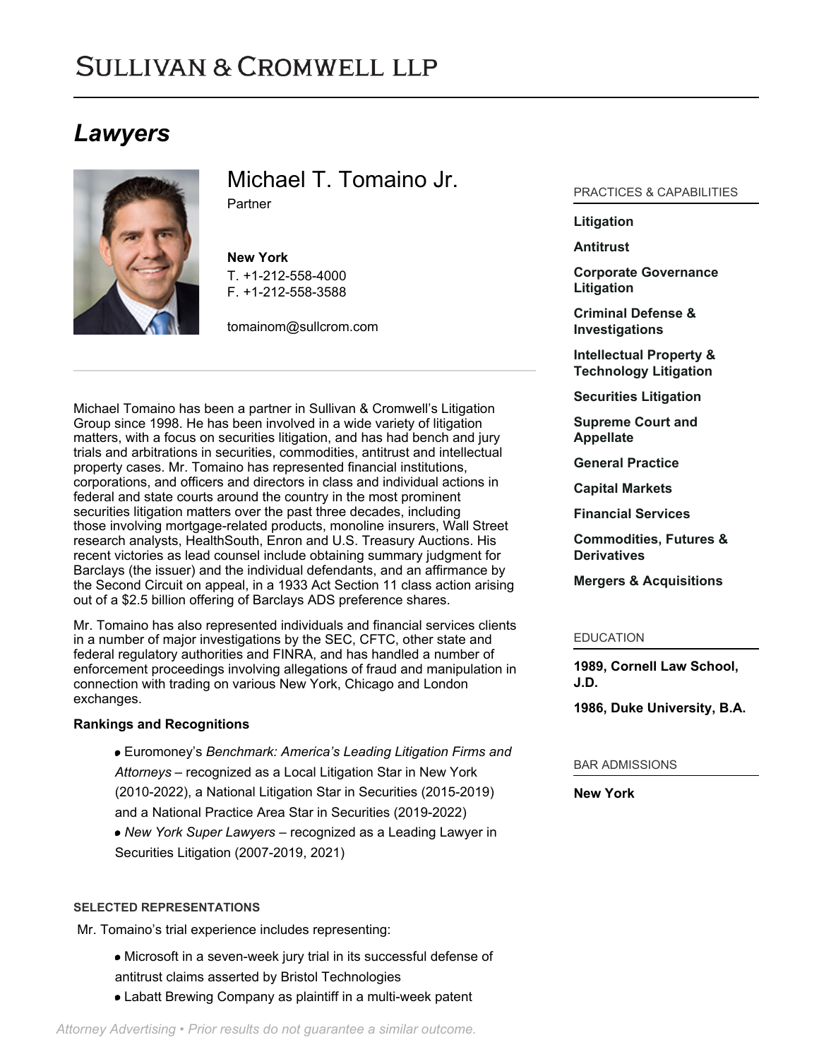# SULLIVAN & CROMWELL LLP

## *Lawyers*

## Michael T. Tomaino Jr.

Partner

**New York**
T. +1-212-558-4000
F. +1-212-558-3588

tomainom@sullcrom.com

Michael Tomaino has been a partner in Sullivan & Cromwell's Litigation Group since 1998. He has been involved in a wide variety of litigation matters, with a focus on securities litigation, and has had bench and jury trials and arbitrations in securities, commodities, antitrust and intellectual property cases. Mr. Tomaino has represented financial institutions, corporations, and officers and directors in class and individual actions in federal and state courts around the country in the most prominent securities litigation matters over the past three decades, including those involving mortgage-related products, monoline insurers, Wall Street research analysts, HealthSouth, Enron and U.S. Treasury Auctions. His recent victories as lead counsel include obtaining summary judgment for Barclays (the issuer) and the individual defendants, and an affirmance by the Second Circuit on appeal, in a 1933 Act Section 11 class action arising out of a $2.5 billion offering of Barclays ADS preference shares.

Mr. Tomaino has also represented individuals and financial services clients in a number of major investigations by the SEC, CFTC, other state and federal regulatory authorities and FINRA, and has handled a number of enforcement proceedings involving allegations of fraud and manipulation in connection with trading on various New York, Chicago and London exchanges.

**Rankings and Recognitions**

- Euromoney's *Benchmark: America's Leading Litigation Firms and Attorneys* – recognized as a Local Litigation Star in New York (2010-2022), a National Litigation Star in Securities (2015-2019) and a National Practice Area Star in Securities (2019-2022)
- *New York Super Lawyers* – recognized as a Leading Lawyer in Securities Litigation (2007-2019, 2021)

### SELECTED REPRESENTATIONS

Mr. Tomaino's trial experience includes representing:

- Microsoft in a seven-week jury trial in its successful defense of antitrust claims asserted by Bristol Technologies
- Labatt Brewing Company as plaintiff in a multi-week patent

### PRACTICES & CAPABILITIES

**Litigation**

**Antitrust**

**Corporate Governance Litigation**

**Criminal Defense & Investigations**

**Intellectual Property & Technology Litigation**

**Securities Litigation**

**Supreme Court and Appellate**

**General Practice**

**Capital Markets**

**Financial Services**

**Commodities, Futures & Derivatives**

**Mergers & Acquisitions**

### EDUCATION

**1989, Cornell Law School, J.D.**

**1986, Duke University, B.A.**

### BAR ADMISSIONS

**New York**

*Attorney Advertising • Prior results do not guarantee a similar outcome.*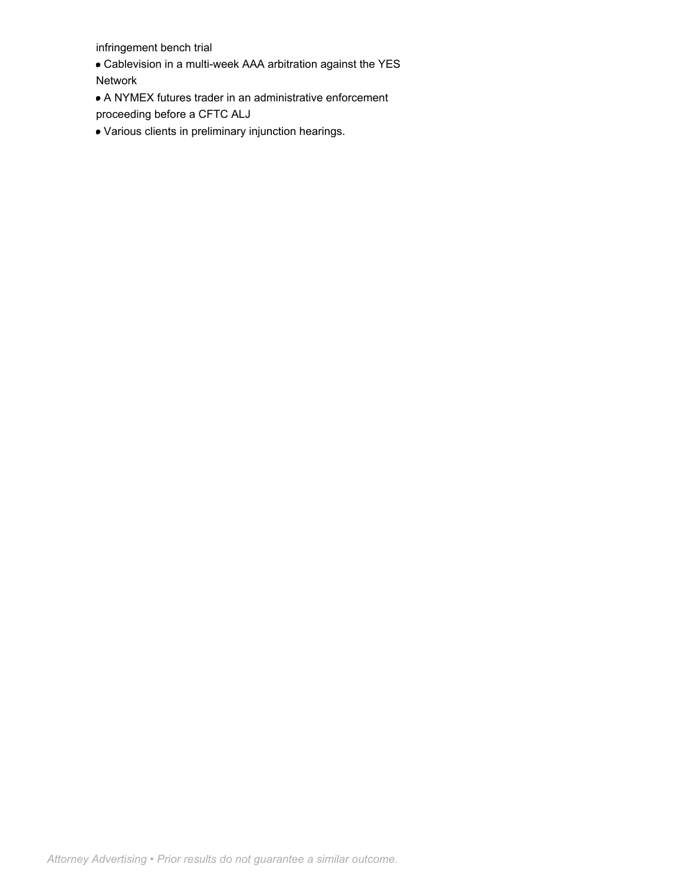infringement bench trial

- Cablevision in a multi-week AAA arbitration against the YES Network
- A NYMEX futures trader in an administrative enforcement proceeding before a CFTC ALJ
- Various clients in preliminary injunction hearings.